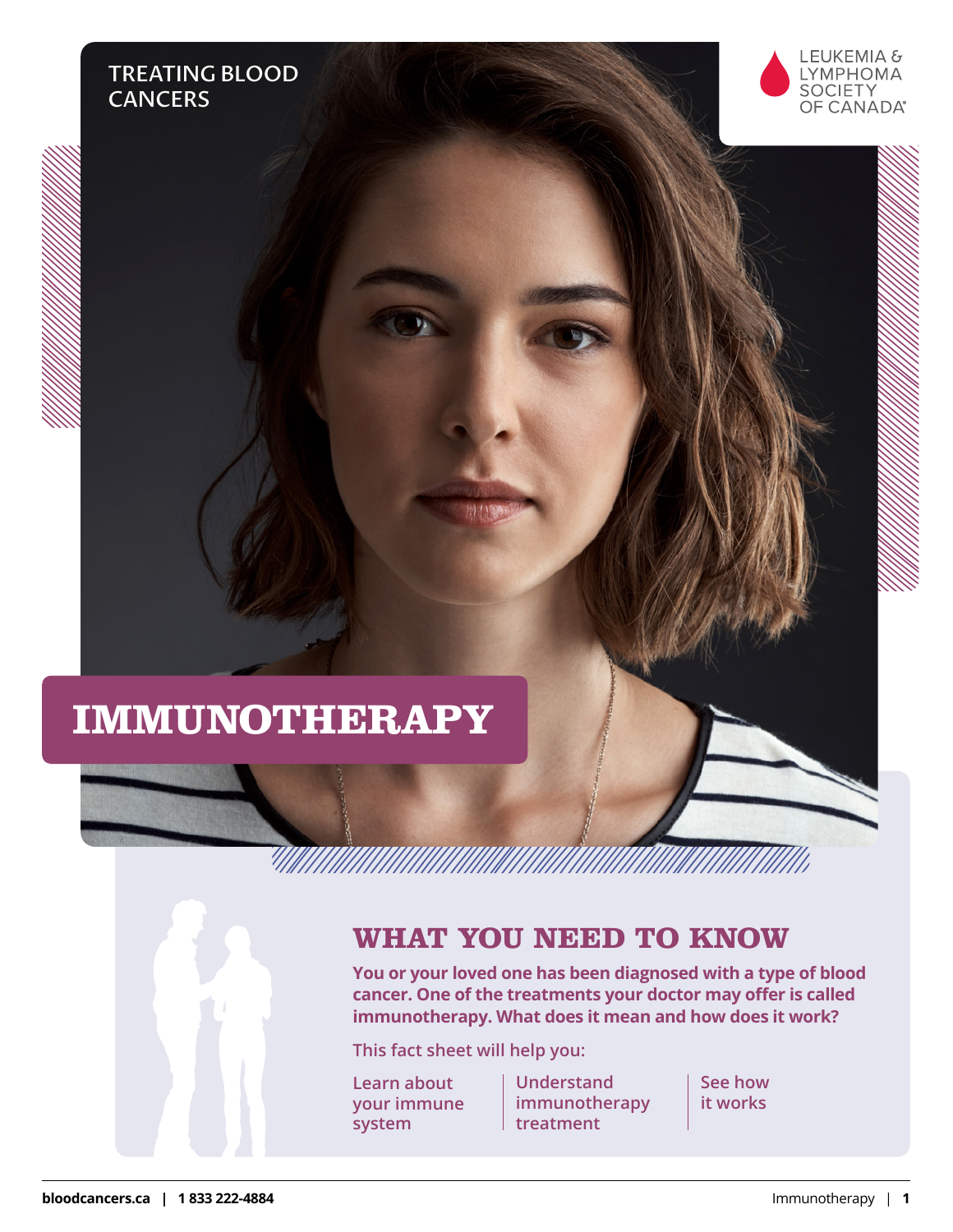TREATING BLOOD CANCERS

LEUKEMIA & LYMPHOMA SOCIETY OF CANADA

# IMMUNOTHERAPY

## WHAT YOU NEED TO KNOW

**You or your loved one has been diagnosed with a type of blood cancer. One of the treatments your doctor may offer is called immunotherapy. What does it mean and how does it work?**

This fact sheet will help you:

- Learn about your immune system
- Understand immunotherapy treatment
- See how it works

**bloodcancers.ca | 1 833 222-4884**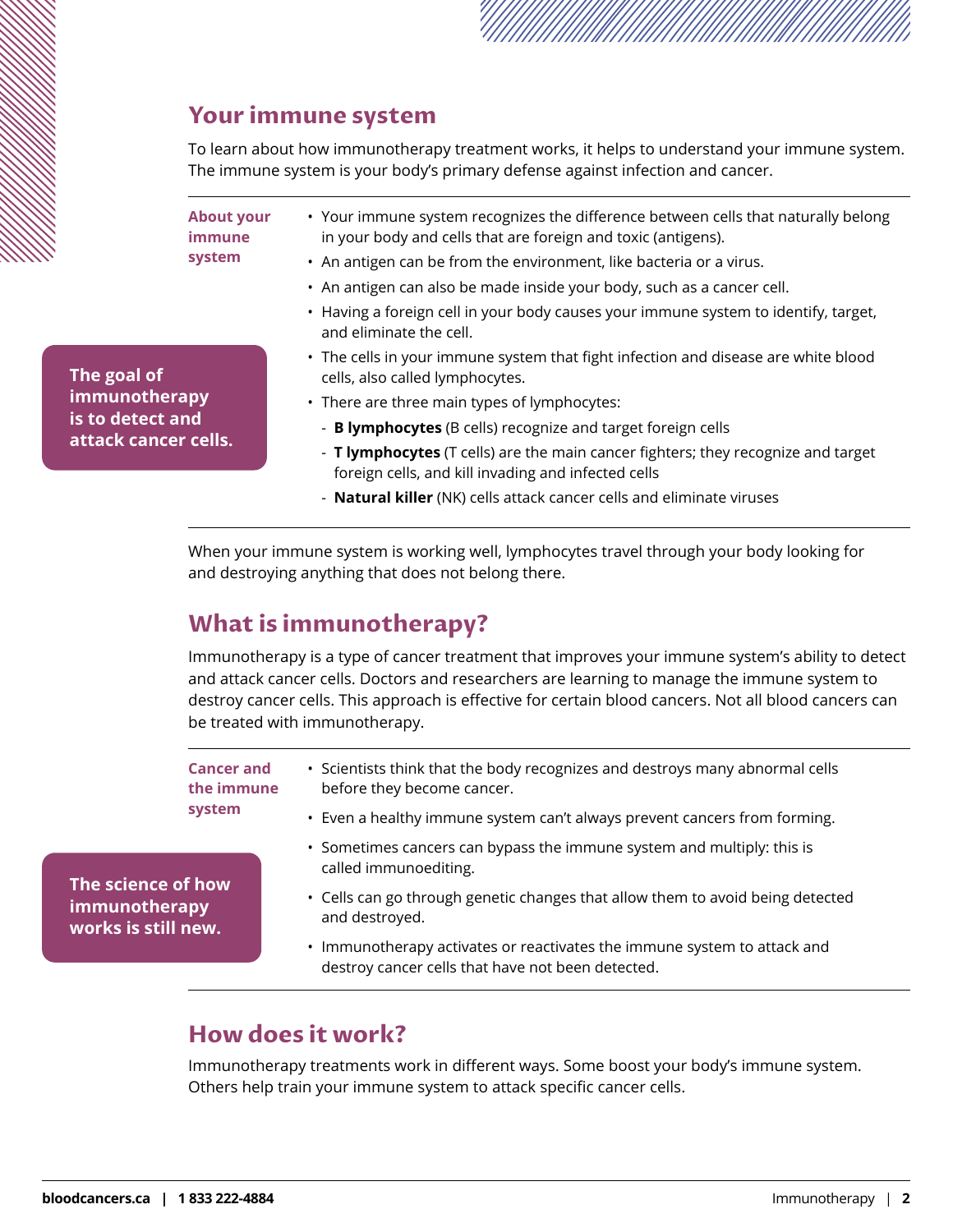## Your immune system

To learn about how immunotherapy treatment works, it helps to understand your immune system. The immune system is your body's primary defense against infection and cancer.

**About your immune system**

- Your immune system recognizes the difference between cells that naturally belong in your body and cells that are foreign and toxic (antigens).
- An antigen can be from the environment, like bacteria or a virus.
- An antigen can also be made inside your body, such as a cancer cell.
- Having a foreign cell in your body causes your immune system to identify, target, and eliminate the cell.
- The cells in your immune system that fight infection and disease are white blood cells, also called lymphocytes.
- There are three main types of lymphocytes:
  - **B lymphocytes** (B cells) recognize and target foreign cells
  - **T lymphocytes** (T cells) are the main cancer fighters; they recognize and target foreign cells, and kill invading and infected cells
  - **Natural killer** (NK) cells attack cancer cells and eliminate viruses

**The goal of immunotherapy is to detect and attack cancer cells.**

When your immune system is working well, lymphocytes travel through your body looking for and destroying anything that does not belong there.

## What is immunotherapy?

Immunotherapy is a type of cancer treatment that improves your immune system's ability to detect and attack cancer cells. Doctors and researchers are learning to manage the immune system to destroy cancer cells. This approach is effective for certain blood cancers. Not all blood cancers can be treated with immunotherapy.

**Cancer and the immune system**

- Scientists think that the body recognizes and destroys many abnormal cells before they become cancer.
- Even a healthy immune system can't always prevent cancers from forming.
- Sometimes cancers can bypass the immune system and multiply: this is called immunoediting.
- Cells can go through genetic changes that allow them to avoid being detected and destroyed.
- Immunotherapy activates or reactivates the immune system to attack and destroy cancer cells that have not been detected.

**The science of how immunotherapy works is still new.**

## How does it work?

Immunotherapy treatments work in different ways. Some boost your body's immune system. Others help train your immune system to attack specific cancer cells.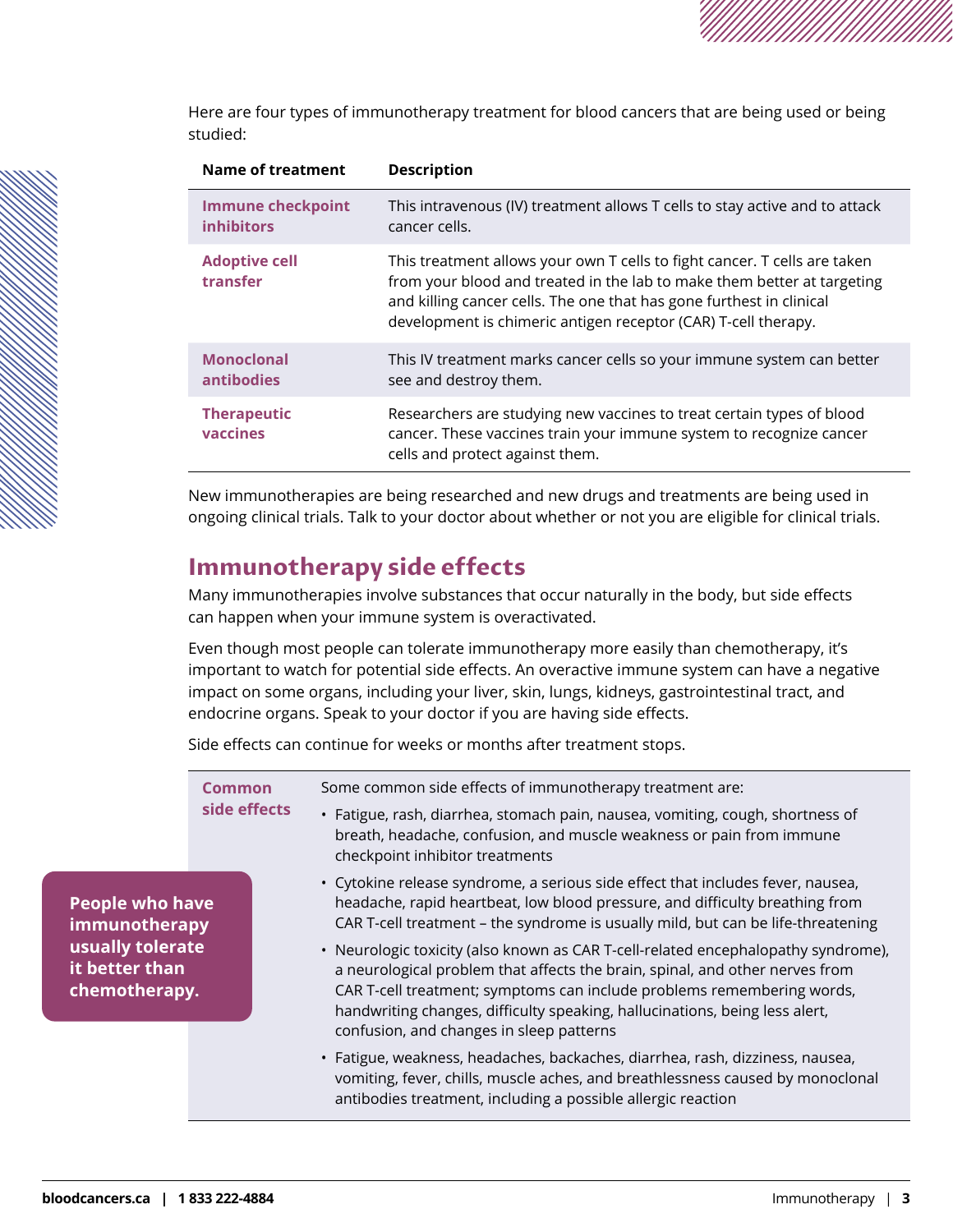Here are four types of immunotherapy treatment for blood cancers that are being used or being studied:

| Name of treatment | Description |
| --- | --- |
| **Immune checkpoint inhibitors** | This intravenous (IV) treatment allows T cells to stay active and to attack cancer cells. |
| **Adoptive cell transfer** | This treatment allows your own T cells to fight cancer. T cells are taken from your blood and treated in the lab to make them better at targeting and killing cancer cells. The one that has gone furthest in clinical development is chimeric antigen receptor (CAR) T-cell therapy. |
| **Monoclonal antibodies** | This IV treatment marks cancer cells so your immune system can better see and destroy them. |
| **Therapeutic vaccines** | Researchers are studying new vaccines to treat certain types of blood cancer. These vaccines train your immune system to recognize cancer cells and protect against them. |

New immunotherapies are being researched and new drugs and treatments are being used in ongoing clinical trials. Talk to your doctor about whether or not you are eligible for clinical trials.

## Immunotherapy side effects

Many immunotherapies involve substances that occur naturally in the body, but side effects can happen when your immune system is overactivated.

Even though most people can tolerate immunotherapy more easily than chemotherapy, it's important to watch for potential side effects. An overactive immune system can have a negative impact on some organs, including your liver, skin, lungs, kidneys, gastrointestinal tract, and endocrine organs. Speak to your doctor if you are having side effects.

Side effects can continue for weeks or months after treatment stops.

**People who have immunotherapy usually tolerate it better than chemotherapy.**

**Common side effects**

Some common side effects of immunotherapy treatment are:

- Fatigue, rash, diarrhea, stomach pain, nausea, vomiting, cough, shortness of breath, headache, confusion, and muscle weakness or pain from immune checkpoint inhibitor treatments
- Cytokine release syndrome, a serious side effect that includes fever, nausea, headache, rapid heartbeat, low blood pressure, and difficulty breathing from CAR T-cell treatment – the syndrome is usually mild, but can be life-threatening
- Neurologic toxicity (also known as CAR T-cell-related encephalopathy syndrome), a neurological problem that affects the brain, spinal, and other nerves from CAR T-cell treatment; symptoms can include problems remembering words, handwriting changes, difficulty speaking, hallucinations, being less alert, confusion, and changes in sleep patterns
- Fatigue, weakness, headaches, backaches, diarrhea, rash, dizziness, nausea, vomiting, fever, chills, muscle aches, and breathlessness caused by monoclonal antibodies treatment, including a possible allergic reaction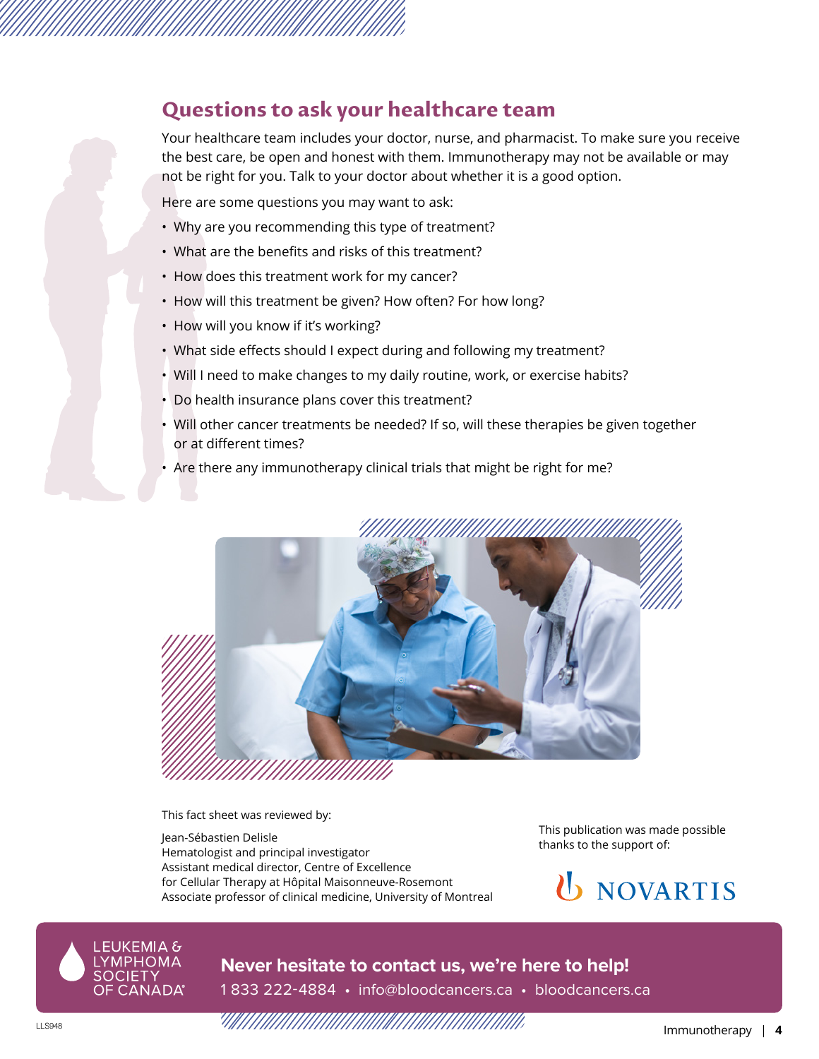## Questions to ask your healthcare team

Your healthcare team includes your doctor, nurse, and pharmacist. To make sure you receive the best care, be open and honest with them. Immunotherapy may not be available or may not be right for you. Talk to your doctor about whether it is a good option.

Here are some questions you may want to ask:

- Why are you recommending this type of treatment?
- What are the benefits and risks of this treatment?
- How does this treatment work for my cancer?
- How will this treatment be given? How often? For how long?
- How will you know if it's working?
- What side effects should I expect during and following my treatment?
- Will I need to make changes to my daily routine, work, or exercise habits?
- Do health insurance plans cover this treatment?
- Will other cancer treatments be needed? If so, will these therapies be given together or at different times?
- Are there any immunotherapy clinical trials that might be right for me?

This fact sheet was reviewed by:

Jean-Sébastien Delisle
Hematologist and principal investigator
Assistant medical director, Centre of Excellence for Cellular Therapy at Hôpital Maisonneuve-Rosemont
Associate professor of clinical medicine, University of Montreal

This publication was made possible thanks to the support of:

NOVARTIS

LEUKEMIA & LYMPHOMA SOCIETY OF CANADA

**Never hesitate to contact us, we're here to help!**

1 833 222-4884 • info@bloodcancers.ca • bloodcancers.ca

LLS948